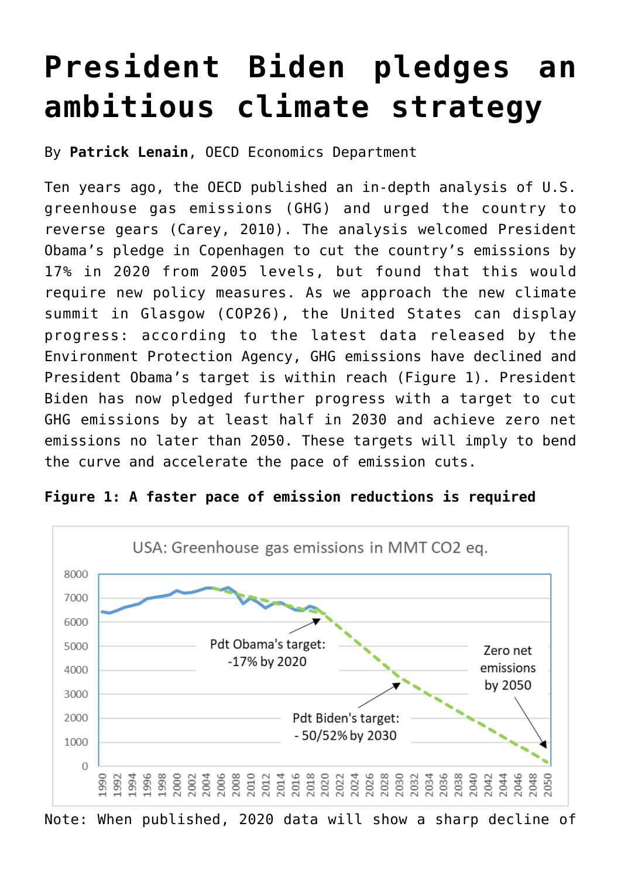# President Biden pledges an ambitious climate strategy

By **Patrick Lenain**, OECD Economics Department

Ten years ago, the OECD published an in-depth analysis of U.S. greenhouse gas emissions (GHG) and urged the country to reverse gears (Carey, 2010). The analysis welcomed President Obama's pledge in Copenhagen to cut the country's emissions by 17% in 2020 from 2005 levels, but found that this would require new policy measures. As we approach the new climate summit in Glasgow (COP26), the United States can display progress: according to the latest data released by the Environment Protection Agency, GHG emissions have declined and President Obama's target is within reach (Figure 1). President Biden has now pledged further progress with a target to cut GHG emissions by at least half in 2030 and achieve zero net emissions no later than 2050. These targets will imply to bend the curve and accelerate the pace of emission cuts.

**Figure 1: A faster pace of emission reductions is required**

USA: Greenhouse gas emissions in MMT CO2 eq.

Pdt Obama's target: -17% by 2020

Pdt Biden's target: - 50/52% by 2030

Zero net emissions by 2050

Note: When published, 2020 data will show a sharp decline of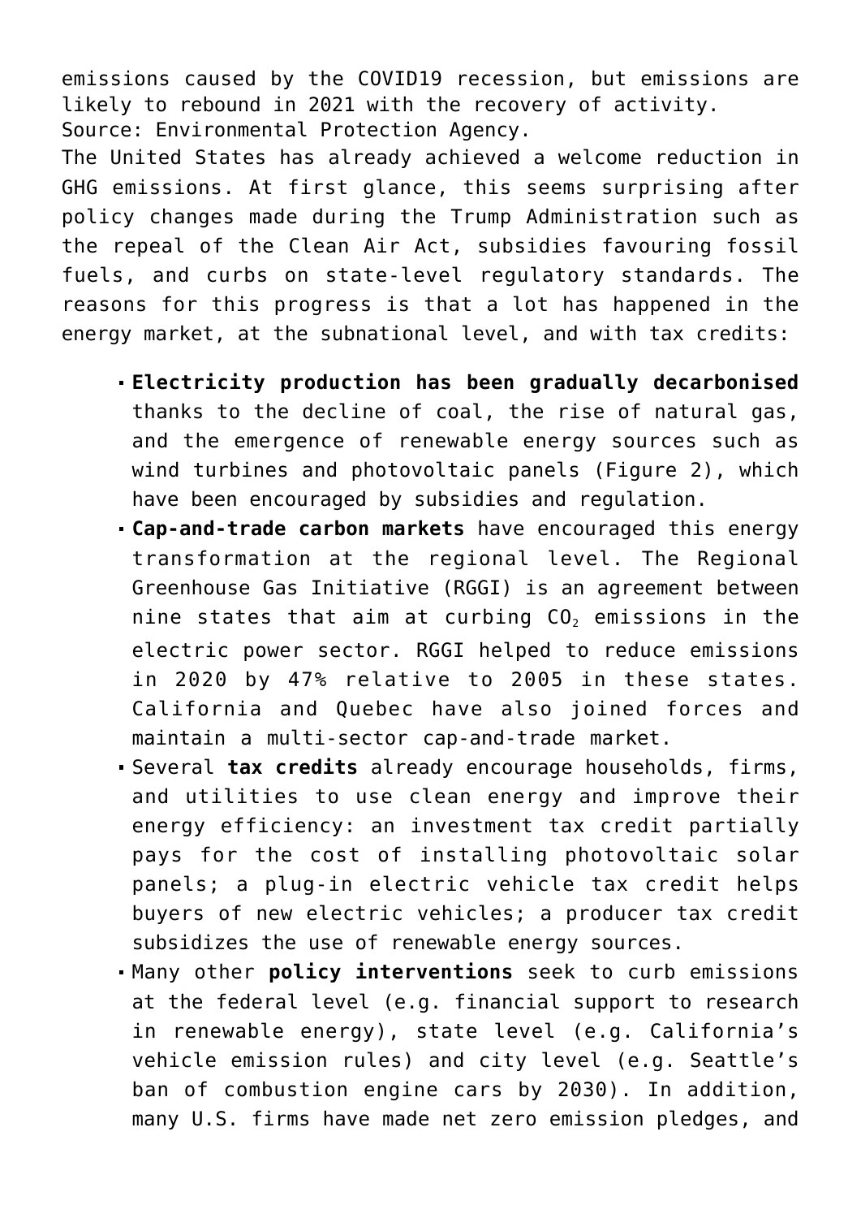emissions caused by the COVID19 recession, but emissions are likely to rebound in 2021 with the recovery of activity.
Source: Environmental Protection Agency.

The United States has already achieved a welcome reduction in GHG emissions. At first glance, this seems surprising after policy changes made during the Trump Administration such as the repeal of the Clean Air Act, subsidies favouring fossil fuels, and curbs on state-level regulatory standards. The reasons for this progress is that a lot has happened in the energy market, at the subnational level, and with tax credits:

- **Electricity production has been gradually decarbonised** thanks to the decline of coal, the rise of natural gas, and the emergence of renewable energy sources such as wind turbines and photovoltaic panels (Figure 2), which have been encouraged by subsidies and regulation.
- **Cap-and-trade carbon markets** have encouraged this energy transformation at the regional level. The Regional Greenhouse Gas Initiative (RGGI) is an agreement between nine states that aim at curbing $CO_2$ emissions in the electric power sector. RGGI helped to reduce emissions in 2020 by 47% relative to 2005 in these states. California and Quebec have also joined forces and maintain a multi-sector cap-and-trade market.
- Several **tax credits** already encourage households, firms, and utilities to use clean energy and improve their energy efficiency: an investment tax credit partially pays for the cost of installing photovoltaic solar panels; a plug-in electric vehicle tax credit helps buyers of new electric vehicles; a producer tax credit subsidizes the use of renewable energy sources.
- Many other **policy interventions** seek to curb emissions at the federal level (e.g. financial support to research in renewable energy), state level (e.g. California's vehicle emission rules) and city level (e.g. Seattle's ban of combustion engine cars by 2030). In addition, many U.S. firms have made net zero emission pledges, and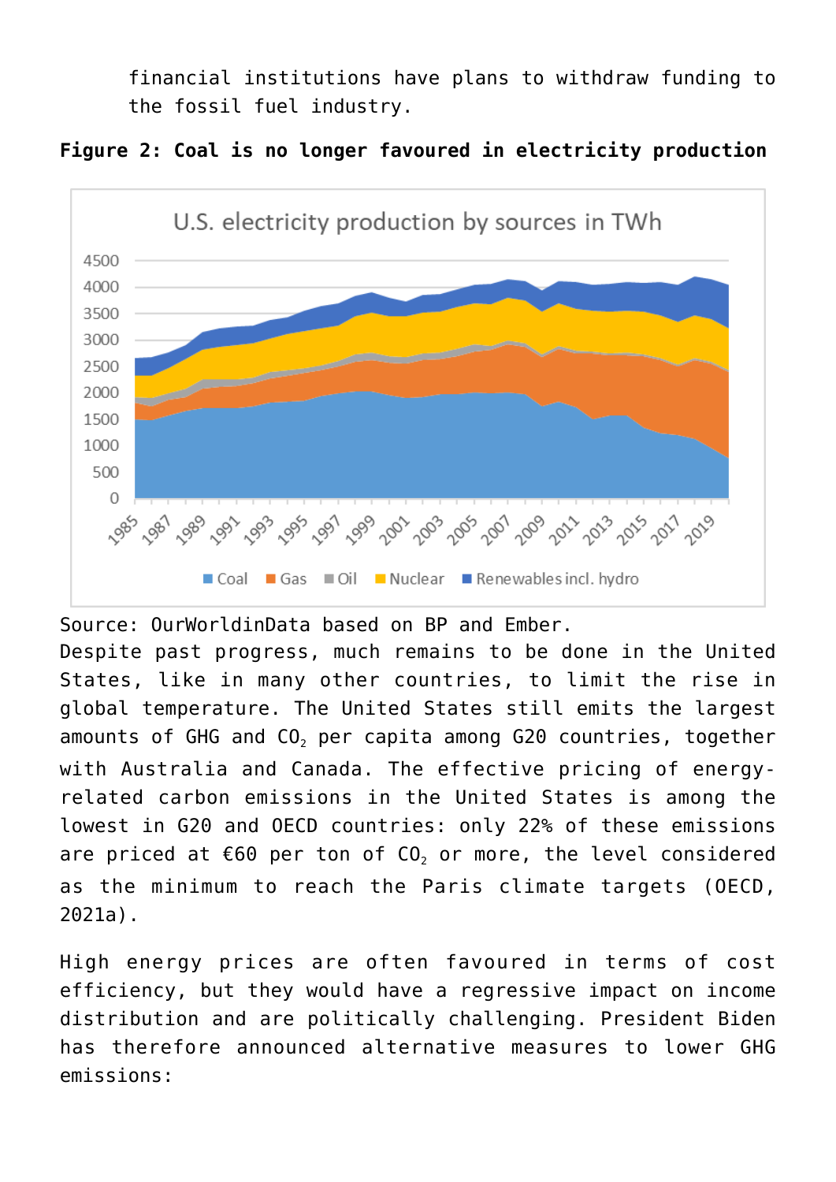financial institutions have plans to withdraw funding to the fossil fuel industry.

**Figure 2: Coal is no longer favoured in electricity production**

Source: OurWorldinData based on BP and Ember.

Despite past progress, much remains to be done in the United States, like in many other countries, to limit the rise in global temperature. The United States still emits the largest amounts of GHG and $CO_2$ per capita among G20 countries, together with Australia and Canada. The effective pricing of energy-related carbon emissions in the United States is among the lowest in G20 and OECD countries: only 22% of these emissions are priced at €60 per ton of $CO_2$ or more, the level considered as the minimum to reach the Paris climate targets (OECD, 2021a).

High energy prices are often favoured in terms of cost efficiency, but they would have a regressive impact on income distribution and are politically challenging. President Biden has therefore announced alternative measures to lower GHG emissions: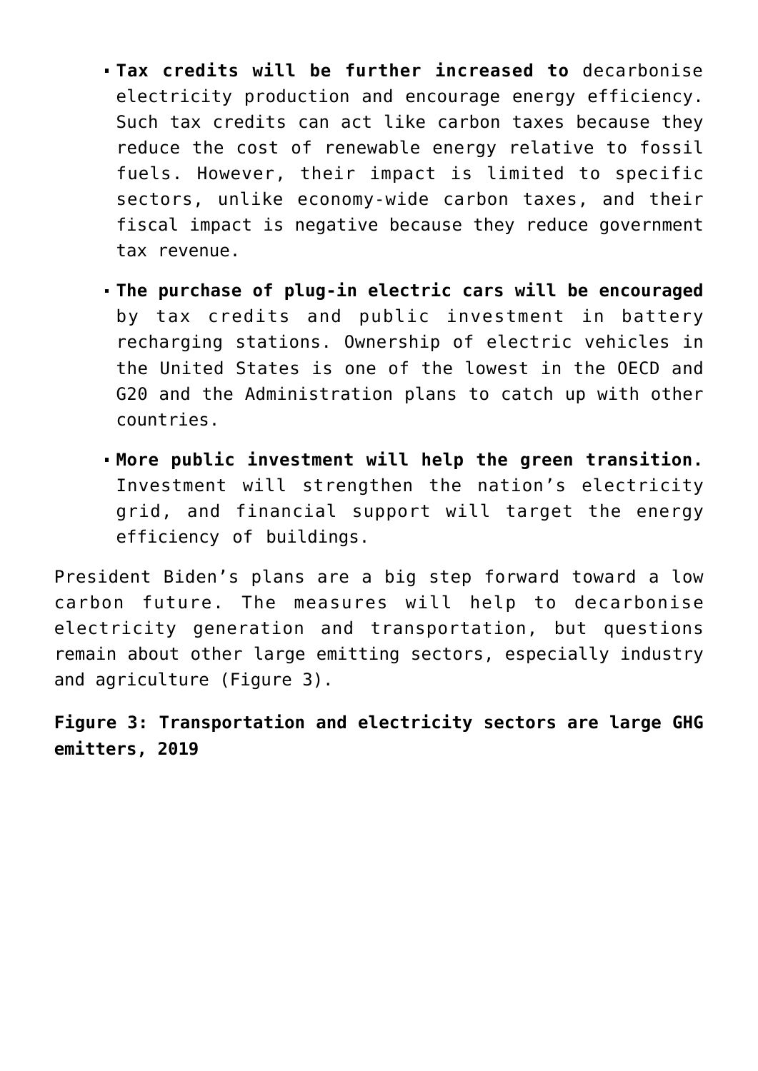- **Tax credits will be further increased to** decarbonise electricity production and encourage energy efficiency. Such tax credits can act like carbon taxes because they reduce the cost of renewable energy relative to fossil fuels. However, their impact is limited to specific sectors, unlike economy-wide carbon taxes, and their fiscal impact is negative because they reduce government tax revenue.
- **The purchase of plug-in electric cars will be encouraged** by tax credits and public investment in battery recharging stations. Ownership of electric vehicles in the United States is one of the lowest in the OECD and G20 and the Administration plans to catch up with other countries.
- **More public investment will help the green transition.** Investment will strengthen the nation's electricity grid, and financial support will target the energy efficiency of buildings.

President Biden's plans are a big step forward toward a low carbon future. The measures will help to decarbonise electricity generation and transportation, but questions remain about other large emitting sectors, especially industry and agriculture (Figure 3).

**Figure 3: Transportation and electricity sectors are large GHG emitters, 2019**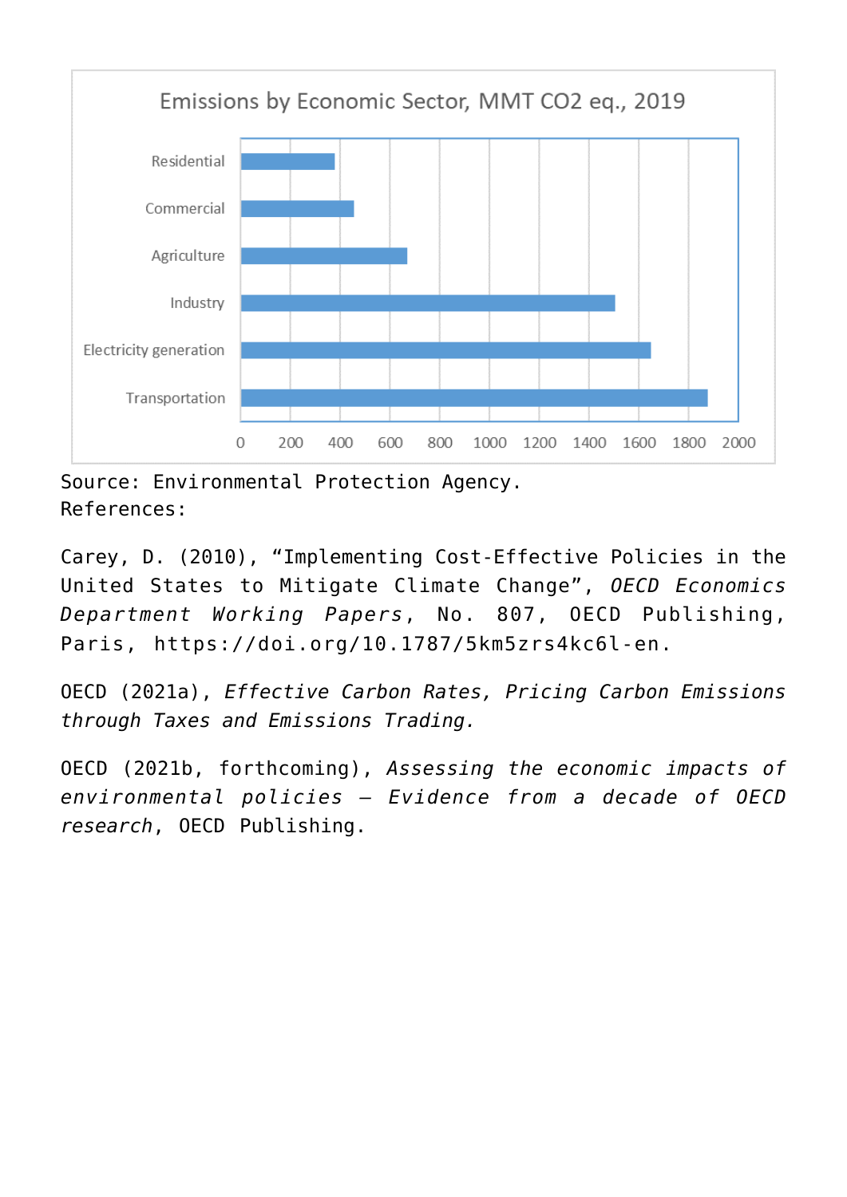Emissions by Economic Sector, MMT CO2 eq., 2019

Residential
Commercial
Agriculture
Industry
Electricity generation
Transportation

0 200 400 600 800 1000 1200 1400 1600 1800 2000

Source: Environmental Protection Agency.

References:

Carey, D. (2010), “Implementing Cost-Effective Policies in the United States to Mitigate Climate Change”, *OECD Economics Department Working Papers*, No. 807, OECD Publishing, Paris, https://doi.org/10.1787/5km5zrs4kc6l-en.

OECD (2021a), *Effective Carbon Rates, Pricing Carbon Emissions through Taxes and Emissions Trading.*

OECD (2021b, forthcoming), *Assessing the economic impacts of environmental policies – Evidence from a decade of OECD research*, OECD Publishing.